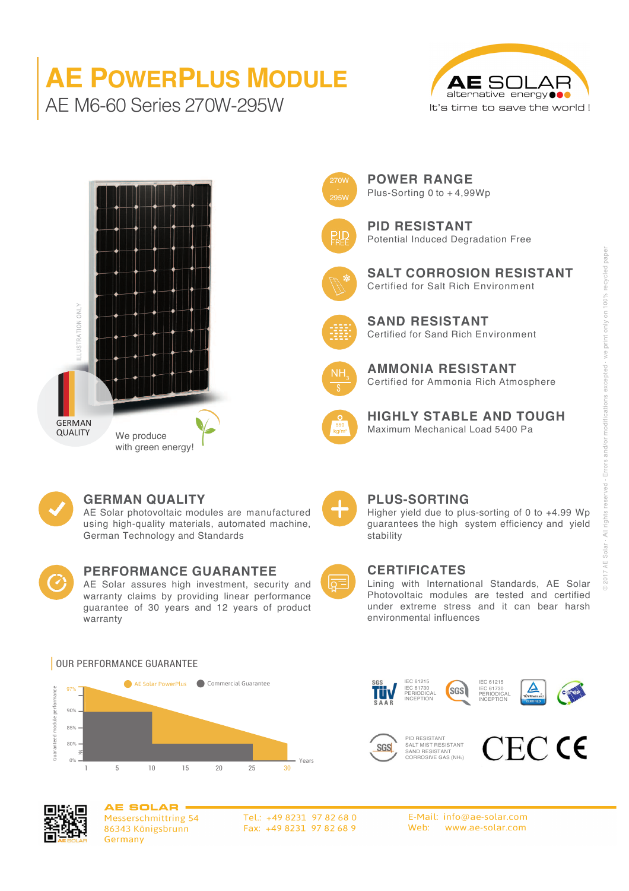# AE POWERPLUS MODULE

## AE M6-60 Series 270W-295W

AE SOLAR
alternative energy
It's time to save the world !

ILLUSTRATION ONLY

GERMAN QUALITY

We produce with green energy!

### POWER RANGE
Plus-Sorting 0 to + 4,99Wp

### PID RESISTANT
Potential Induced Degradation Free

### SALT CORROSION RESISTANT
Certified for Salt Rich Environment

### SAND RESISTANT
Certified for Sand Rich Environment

### AMMONIA RESISTANT
Certified for Ammonia Rich Atmosphere

### HIGHLY STABLE AND TOUGH
Maximum Mechanical Load 5400 Pa

### GERMAN QUALITY
AE Solar photovoltaic modules are manufactured using high-quality materials, automated machine, German Technology and Standards

### PERFORMANCE GUARANTEE
AE Solar assures high investment, security and warranty claims by providing linear performance guarantee of 30 years and 12 years of product warranty

### PLUS-SORTING
Higher yield due to plus-sorting of 0 to +4.99 Wp guarantees the high system efficiency and yield stability

### CERTIFICATES
Lining with International Standards, AE Solar Photovoltaic modules are tested and certified under extreme stress and it can bear harsh environmental influences

### OUR PERFORMANCE GUARANTEE

AE Solar PowerPlus | Commercial Guarantee

Guaranteed module performance: 97%, 90%, 85%, 80%, 0%

Years: 1, 5, 10, 15, 20, 25, 30

IEC 61215, IEC 61730, PERIODICAL INCEPTION

IEC 61215, IEC 61730, PERIODICAL INCEPTION

PID RESISTANT, SALT MIST RESISTANT, SAND RESISTANT, CORROSIVE GAS ($NH_3$)

CEC CE

© 2017 AE Solar - All rights reserved - Errors and/or modifications excepted - we print only on 100% recycled paper

**AE SOLAR**
Messerschmittring 54
86343 Königsbrunn
Germany

Tel.: +49 8231 97 82 68 0
Fax: +49 8231 97 82 68 9

E-Mail: info@ae-solar.com
Web: www.ae-solar.com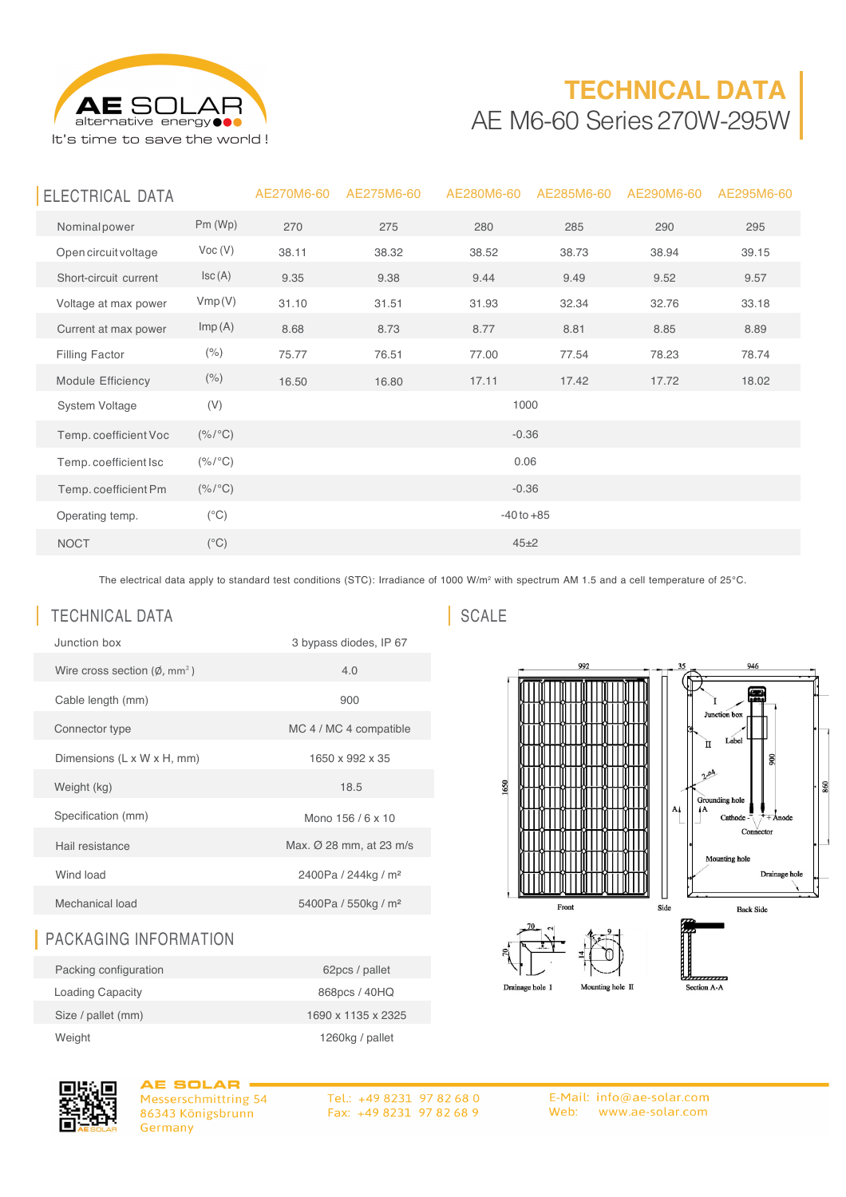AE SOLAR
alternative energy
It's time to save the world !

# TECHNICAL DATA

AE M6-60 Series 270W-295W

## ELECTRICAL DATA

| | | AE270M6-60 | AE275M6-60 | AE280M6-60 | AE285M6-60 | AE290M6-60 | AE295M6-60 |
|---|---|---|---|---|---|---|---|
| Nominal power | Pm (Wp) | 270 | 275 | 280 | 285 | 290 | 295 |
| Open circuit voltage | Voc (V) | 38.11 | 38.32 | 38.52 | 38.73 | 38.94 | 39.15 |
| Short-circuit current | Isc (A) | 9.35 | 9.38 | 9.44 | 9.49 | 9.52 | 9.57 |
| Voltage at max power | Vmp (V) | 31.10 | 31.51 | 31.93 | 32.34 | 32.76 | 33.18 |
| Current at max power | Imp (A) | 8.68 | 8.73 | 8.77 | 8.81 | 8.85 | 8.89 |
| Filling Factor | (%) | 75.77 | 76.51 | 77.00 | 77.54 | 78.23 | 78.74 |
| Module Efficiency | (%) | 16.50 | 16.80 | 17.11 | 17.42 | 17.72 | 18.02 |
| System Voltage | (V) | 1000 | | | | | |
| Temp. coefficient Voc | (%/°C) | -0.36 | | | | | |
| Temp. coefficient Isc | (%/°C) | 0.06 | | | | | |
| Temp. coefficient Pm | (%/°C) | -0.36 | | | | | |
| Operating temp. | (°C) | -40 to +85 | | | | | |
| NOCT | (°C) | 45±2 | | | | | |

The electrical data apply to standard test conditions (STC): Irradiance of 1000 W/m² with spectrum AM 1.5 and a cell temperature of 25°C.

## TECHNICAL DATA

| | |
|---|---|
| Junction box | 3 bypass diodes, IP 67 |
| Wire cross section (Ø, mm²) | 4.0 |
| Cable length (mm) | 900 |
| Connector type | MC 4 / MC 4 compatible |
| Dimensions (L x W x H, mm) | 1650 x 992 x 35 |
| Weight (kg) | 18.5 |
| Specification (mm) | Mono 156 / 6 x 10 |
| Hail resistance | Max. Ø 28 mm, at 23 m/s |
| Wind load | 2400Pa / 244kg / m² |
| Mechanical load | 5400Pa / 550kg / m² |

## PACKAGING INFORMATION

| | |
|---|---|
| Packing configuration | 62pcs / pallet |
| Loading Capacity | 868pcs / 40HQ |
| Size / pallet (mm) | 1690 x 1135 x 2325 |
| Weight | 1260kg / pallet |

## SCALE

992
35
946
1650
900
860
Junction box
Label
I
II
2-Φ4
Grounding hole
A
Cathode
Anode
Connector
Mounting hole
Drainage hole
Front
Side
Back Side
70
70
2
9
14
Drainage hole I
Mounting hole II
Section A-A

**AE SOLAR**
Messerschmittring 54
86343 Königsbrunn
Germany

Tel.: +49 8231 97 82 68 0
Fax: +49 8231 97 82 68 9

E-Mail: info@ae-solar.com
Web: www.ae-solar.com